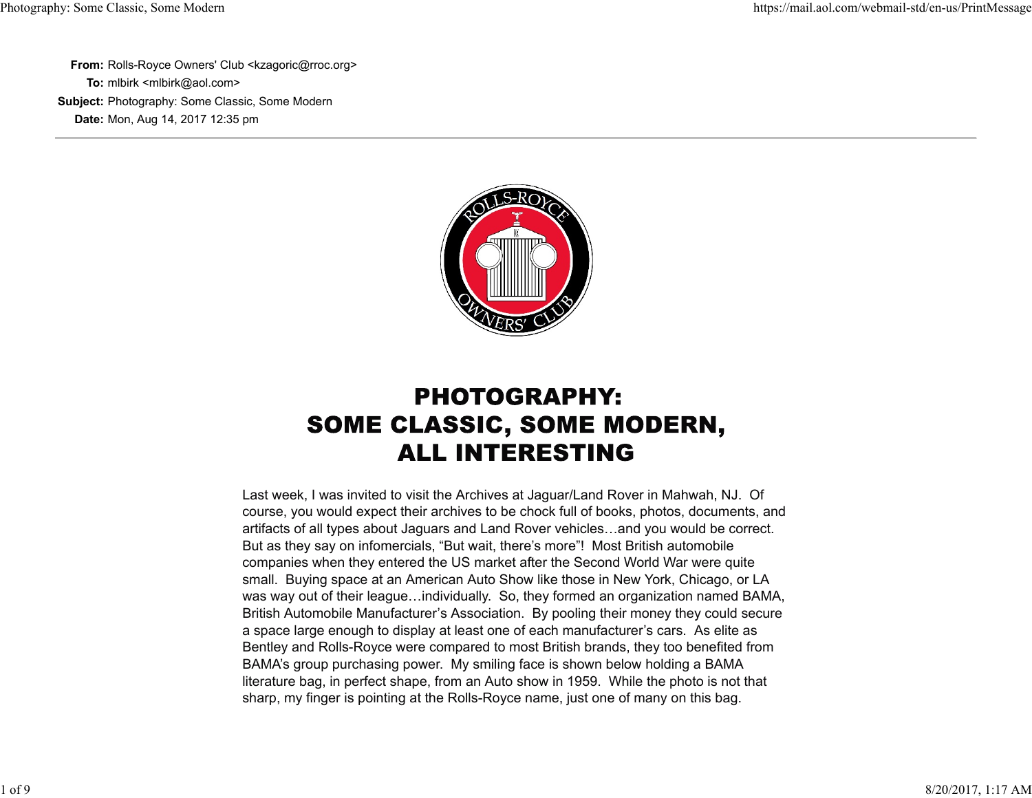**From:** Rolls-Royce Owners' Club <kzagoric@rroc.org>
**To:** mlbirk <mlbirk@aol.com>
**Subject:** Photography: Some Classic, Some Modern
**Date:** Mon, Aug 14, 2017 12:35 pm

---

# PHOTOGRAPHY: SOME CLASSIC, SOME MODERN, ALL INTERESTING

Last week, I was invited to visit the Archives at Jaguar/Land Rover in Mahwah, NJ. Of course, you would expect their archives to be chock full of books, photos, documents, and artifacts of all types about Jaguars and Land Rover vehicles…and you would be correct. But as they say on infomercials, "But wait, there's more"! Most British automobile companies when they entered the US market after the Second World War were quite small. Buying space at an American Auto Show like those in New York, Chicago, or LA was way out of their league…individually. So, they formed an organization named BAMA, British Automobile Manufacturer's Association. By pooling their money they could secure a space large enough to display at least one of each manufacturer's cars. As elite as Bentley and Rolls-Royce were compared to most British brands, they too benefited from BAMA's group purchasing power. My smiling face is shown below holding a BAMA literature bag, in perfect shape, from an Auto show in 1959. While the photo is not that sharp, my finger is pointing at the Rolls-Royce name, just one of many on this bag.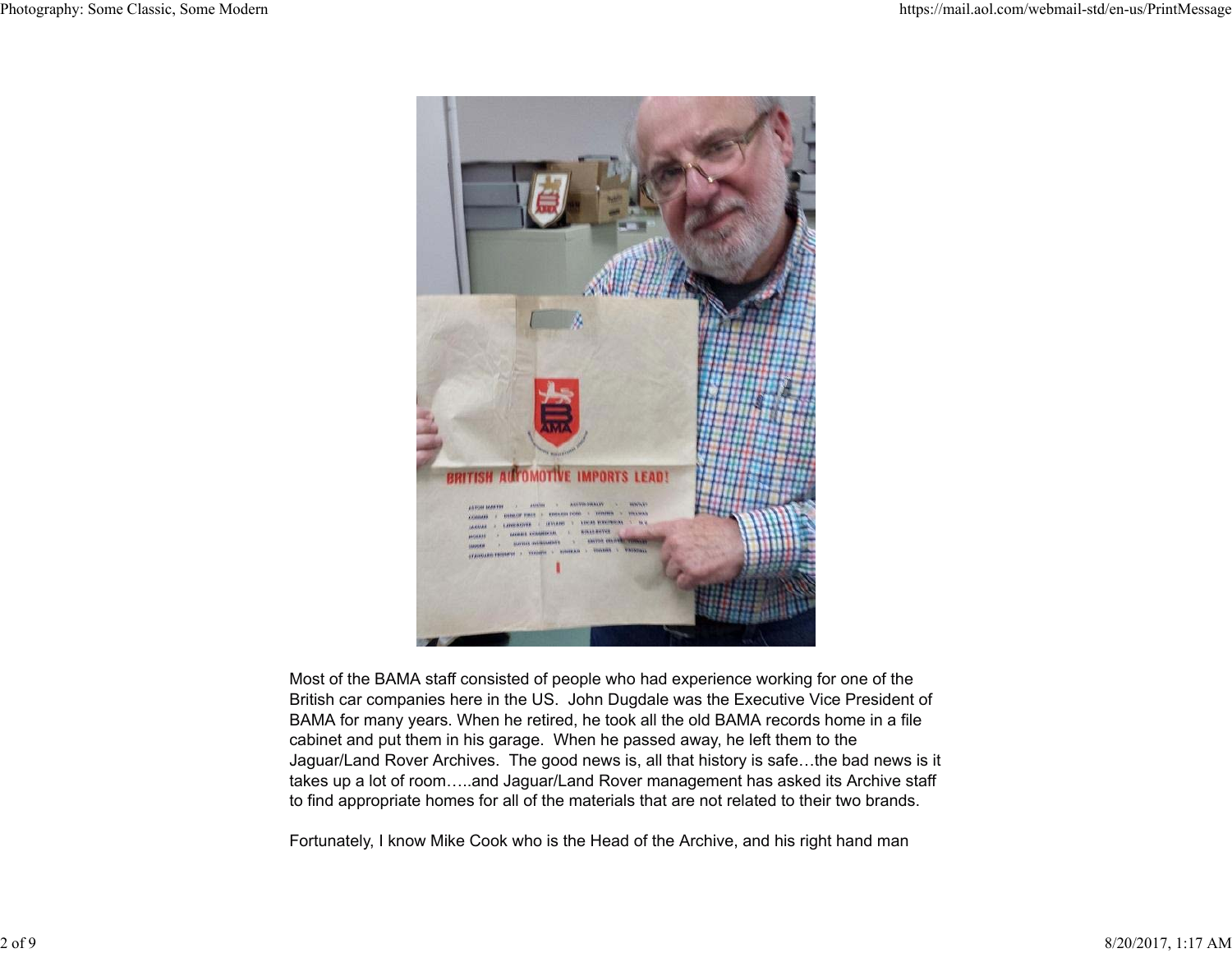Most of the BAMA staff consisted of people who had experience working for one of the British car companies here in the US. John Dugdale was the Executive Vice President of BAMA for many years. When he retired, he took all the old BAMA records home in a file cabinet and put them in his garage. When he passed away, he left them to the Jaguar/Land Rover Archives. The good news is, all that history is safe…the bad news is it takes up a lot of room…..and Jaguar/Land Rover management has asked its Archive staff to find appropriate homes for all of the materials that are not related to their two brands.

Fortunately, I know Mike Cook who is the Head of the Archive, and his right hand man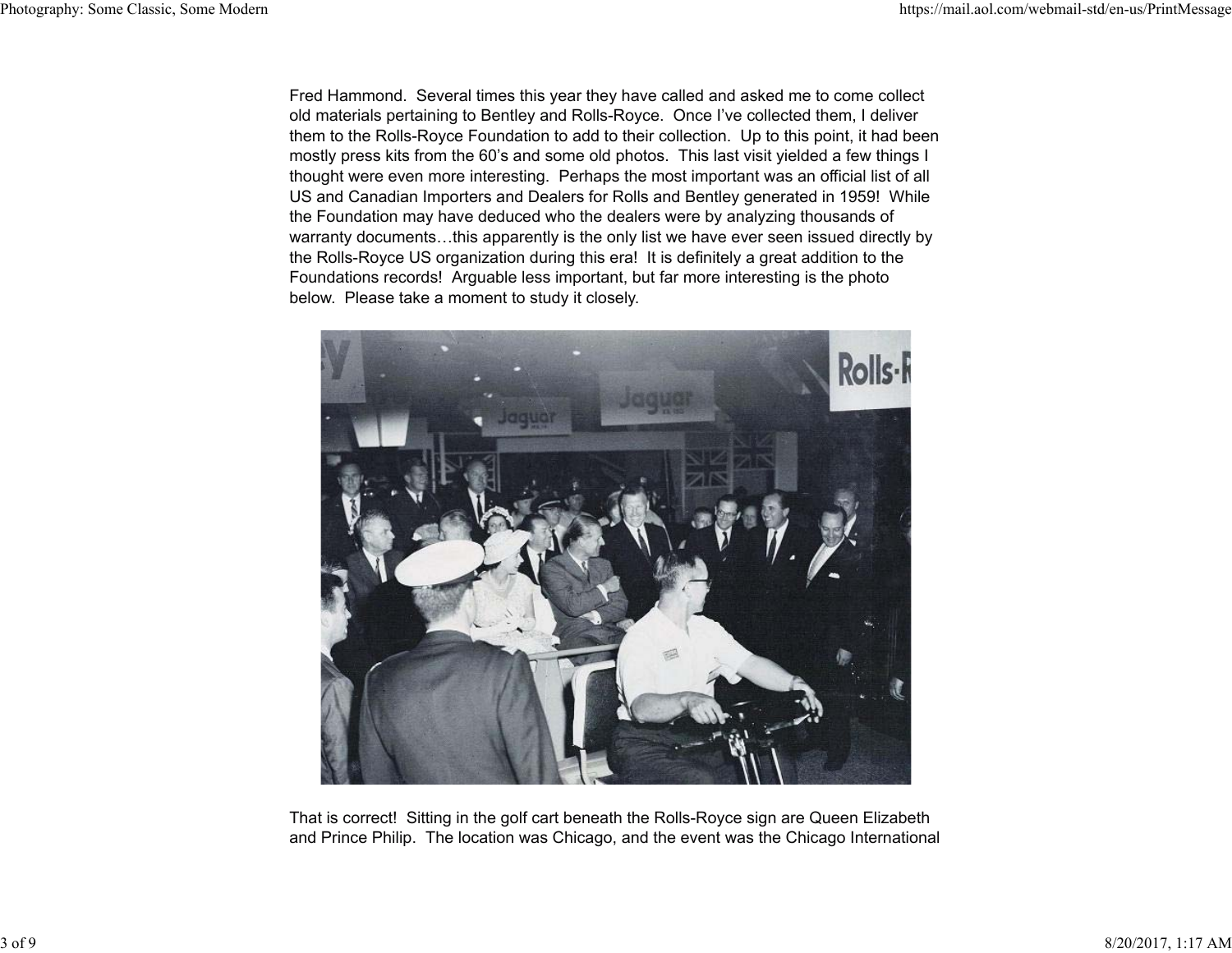Fred Hammond. Several times this year they have called and asked me to come collect old materials pertaining to Bentley and Rolls-Royce. Once I've collected them, I deliver them to the Rolls-Royce Foundation to add to their collection. Up to this point, it had been mostly press kits from the 60's and some old photos. This last visit yielded a few things I thought were even more interesting. Perhaps the most important was an official list of all US and Canadian Importers and Dealers for Rolls and Bentley generated in 1959! While the Foundation may have deduced who the dealers were by analyzing thousands of warranty documents…this apparently is the only list we have ever seen issued directly by the Rolls-Royce US organization during this era! It is definitely a great addition to the Foundations records! Arguable less important, but far more interesting is the photo below. Please take a moment to study it closely.

That is correct! Sitting in the golf cart beneath the Rolls-Royce sign are Queen Elizabeth and Prince Philip. The location was Chicago, and the event was the Chicago International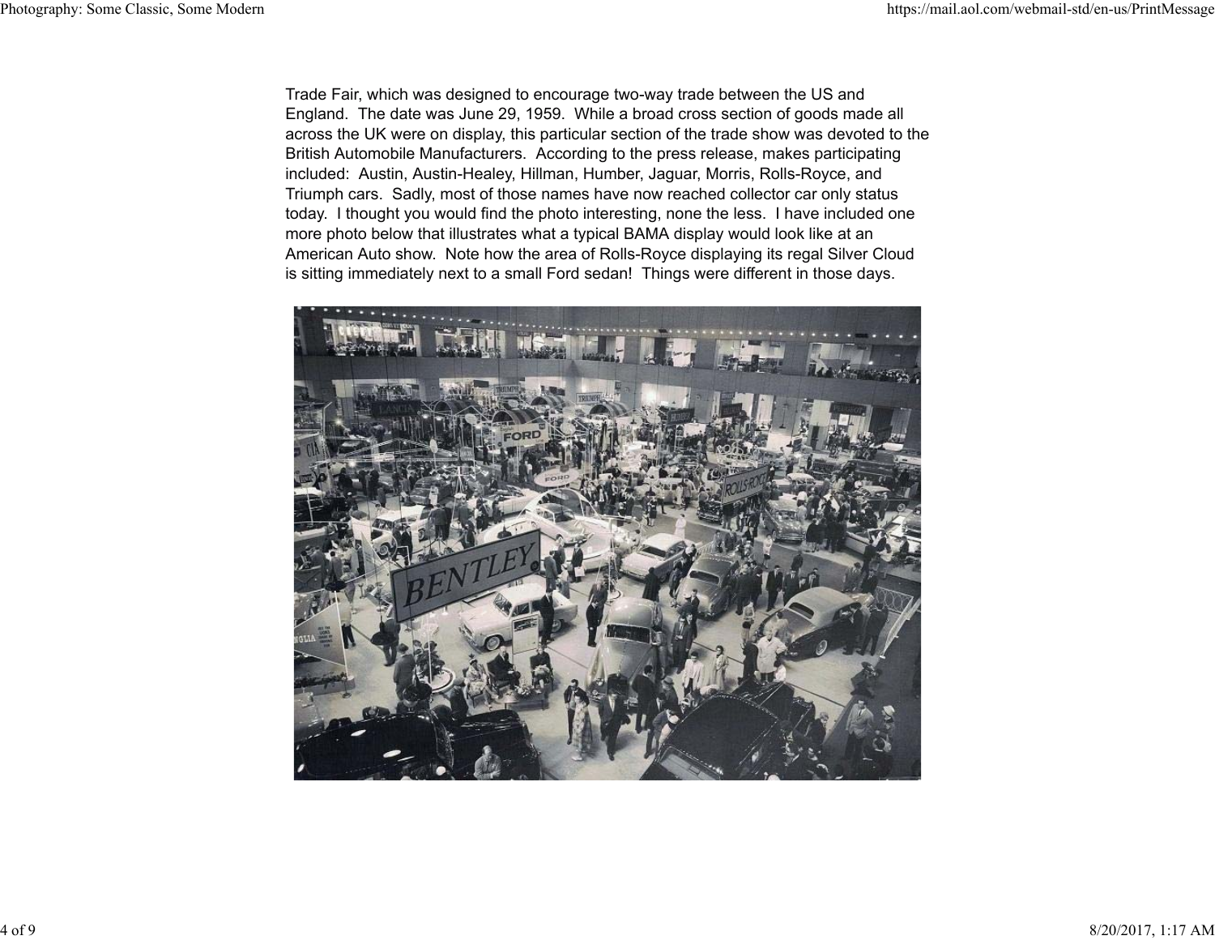Trade Fair, which was designed to encourage two-way trade between the US and England. The date was June 29, 1959. While a broad cross section of goods made all across the UK were on display, this particular section of the trade show was devoted to the British Automobile Manufacturers. According to the press release, makes participating included: Austin, Austin-Healey, Hillman, Humber, Jaguar, Morris, Rolls-Royce, and Triumph cars. Sadly, most of those names have now reached collector car only status today. I thought you would find the photo interesting, none the less. I have included one more photo below that illustrates what a typical BAMA display would look like at an American Auto show. Note how the area of Rolls-Royce displaying its regal Silver Cloud is sitting immediately next to a small Ford sedan! Things were different in those days.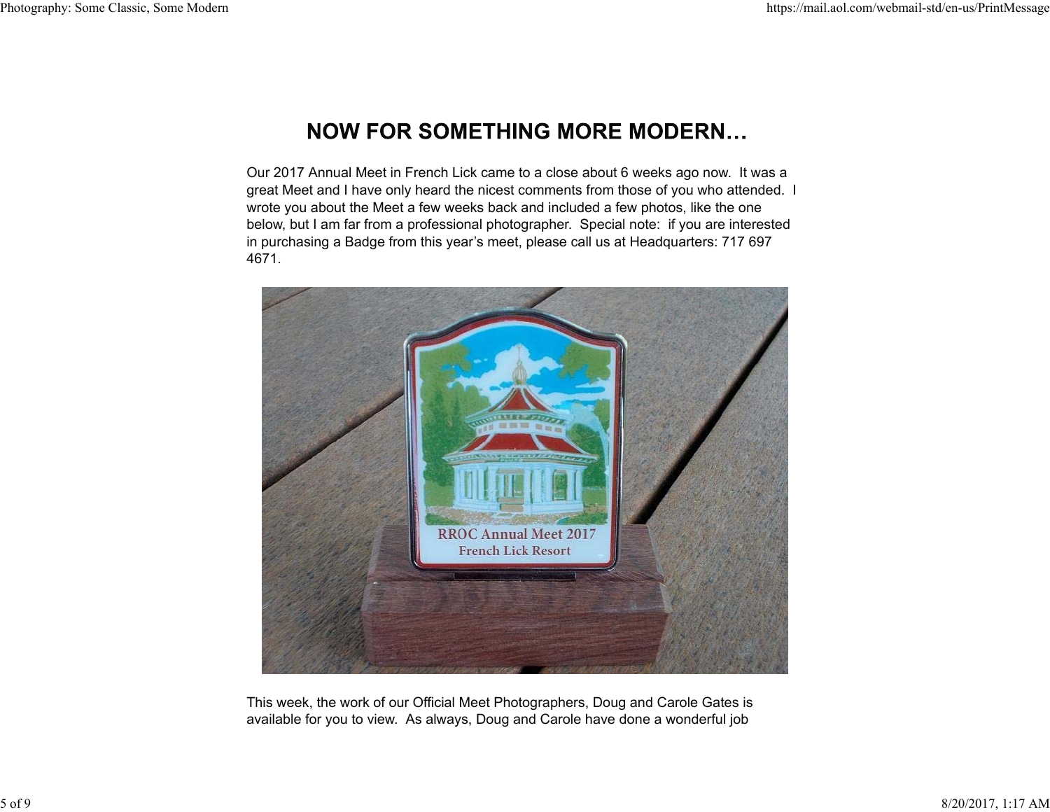# NOW FOR SOMETHING MORE MODERN…

Our 2017 Annual Meet in French Lick came to a close about 6 weeks ago now. It was a great Meet and I have only heard the nicest comments from those of you who attended. I wrote you about the Meet a few weeks back and included a few photos, like the one below, but I am far from a professional photographer. Special note: if you are interested in purchasing a Badge from this year's meet, please call us at Headquarters: 717 697 4671.

This week, the work of our Official Meet Photographers, Doug and Carole Gates is available for you to view. As always, Doug and Carole have done a wonderful job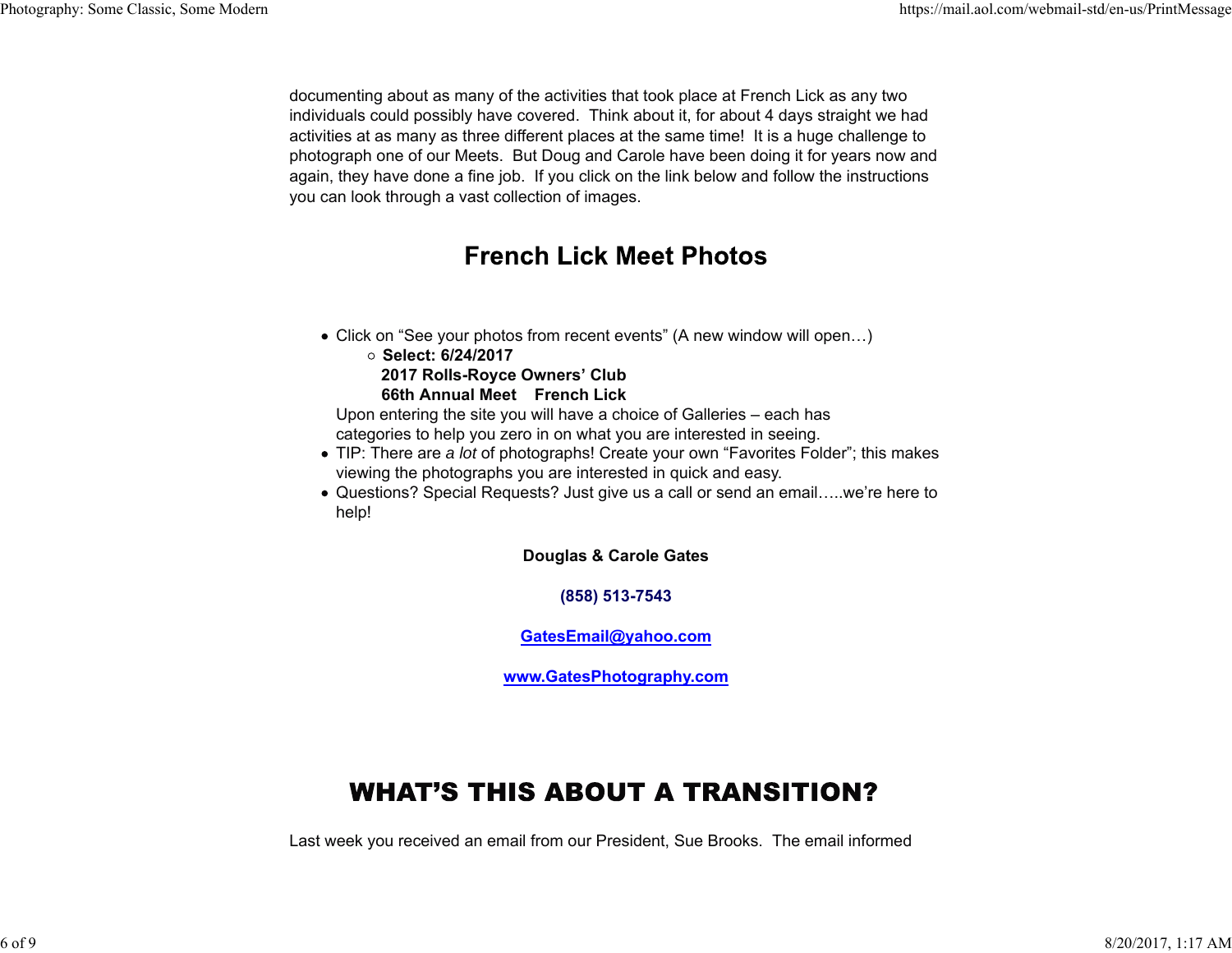documenting about as many of the activities that took place at French Lick as any two individuals could possibly have covered.  Think about it, for about 4 days straight we had activities at as many as three different places at the same time!  It is a huge challenge to photograph one of our Meets.  But Doug and Carole have been doing it for years now and again, they have done a fine job.  If you click on the link below and follow the instructions you can look through a vast collection of images.

## French Lick Meet Photos

- Click on “See your photos from recent events” (A new window will open…)
  - **Select: 6/24/2017**
    **2017 Rolls-Royce Owners’ Club**
    **66th Annual Meet    French Lick**

  Upon entering the site you will have a choice of Galleries – each has categories to help you zero in on what you are interested in seeing.
- TIP: There are *a lot* of photographs! Create your own “Favorites Folder”; this makes viewing the photographs you are interested in quick and easy.
- Questions? Special Requests? Just give us a call or send an email…..we’re here to help!

**Douglas & Carole Gates**

**(858) 513-7543**

**GatesEmail@yahoo.com**

**www.GatesPhotography.com**

## WHAT’S THIS ABOUT A TRANSITION?

Last week you received an email from our President, Sue Brooks.  The email informed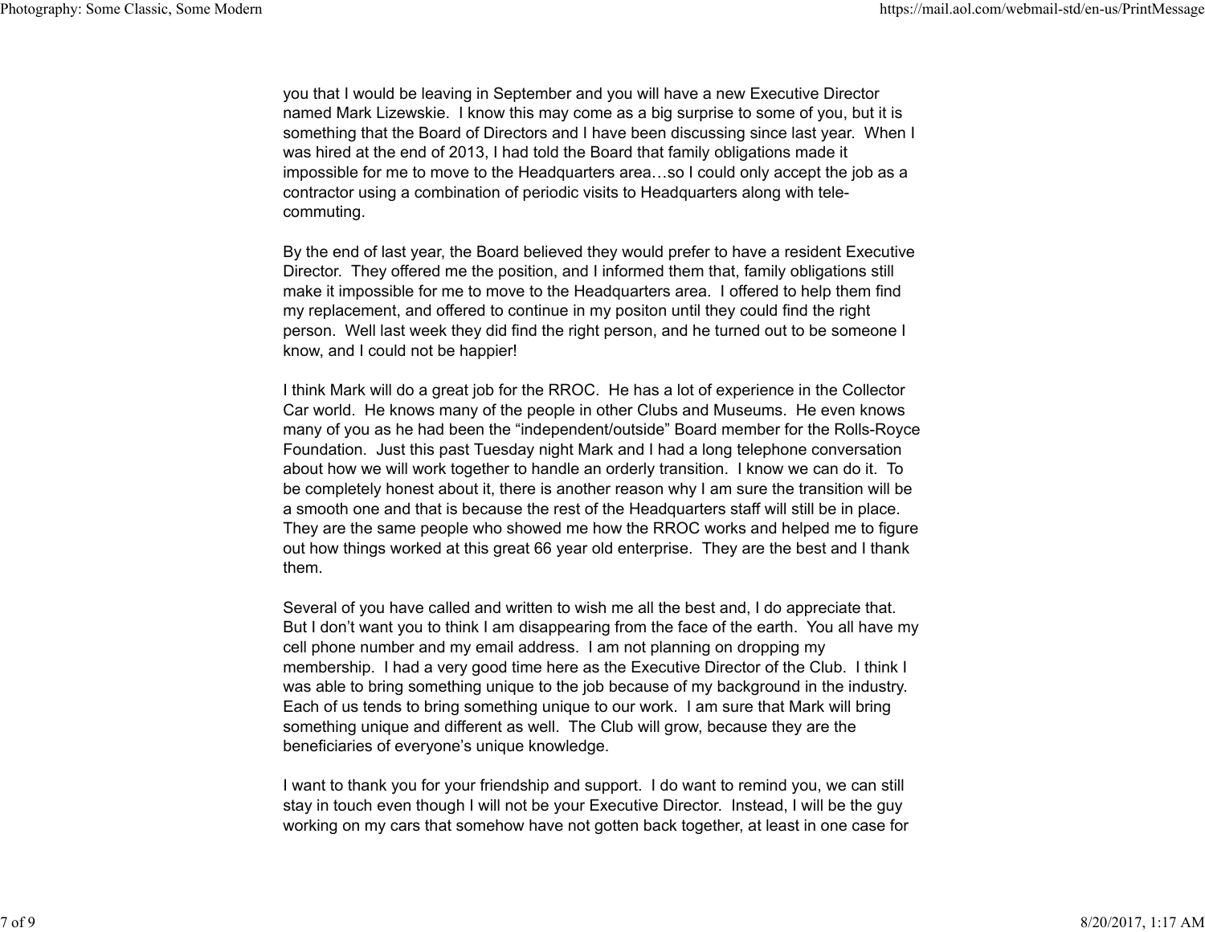you that I would be leaving in September and you will have a new Executive Director named Mark Lizewskie. I know this may come as a big surprise to some of you, but it is something that the Board of Directors and I have been discussing since last year. When I was hired at the end of 2013, I had told the Board that family obligations made it impossible for me to move to the Headquarters area…so I could only accept the job as a contractor using a combination of periodic visits to Headquarters along with tele-commuting.

By the end of last year, the Board believed they would prefer to have a resident Executive Director. They offered me the position, and I informed them that, family obligations still make it impossible for me to move to the Headquarters area. I offered to help them find my replacement, and offered to continue in my positon until they could find the right person. Well last week they did find the right person, and he turned out to be someone I know, and I could not be happier!

I think Mark will do a great job for the RROC. He has a lot of experience in the Collector Car world. He knows many of the people in other Clubs and Museums. He even knows many of you as he had been the "independent/outside" Board member for the Rolls-Royce Foundation. Just this past Tuesday night Mark and I had a long telephone conversation about how we will work together to handle an orderly transition. I know we can do it. To be completely honest about it, there is another reason why I am sure the transition will be a smooth one and that is because the rest of the Headquarters staff will still be in place. They are the same people who showed me how the RROC works and helped me to figure out how things worked at this great 66 year old enterprise. They are the best and I thank them.

Several of you have called and written to wish me all the best and, I do appreciate that. But I don't want you to think I am disappearing from the face of the earth. You all have my cell phone number and my email address. I am not planning on dropping my membership. I had a very good time here as the Executive Director of the Club. I think I was able to bring something unique to the job because of my background in the industry. Each of us tends to bring something unique to our work. I am sure that Mark will bring something unique and different as well. The Club will grow, because they are the beneficiaries of everyone's unique knowledge.

I want to thank you for your friendship and support. I do want to remind you, we can still stay in touch even though I will not be your Executive Director. Instead, I will be the guy working on my cars that somehow have not gotten back together, at least in one case for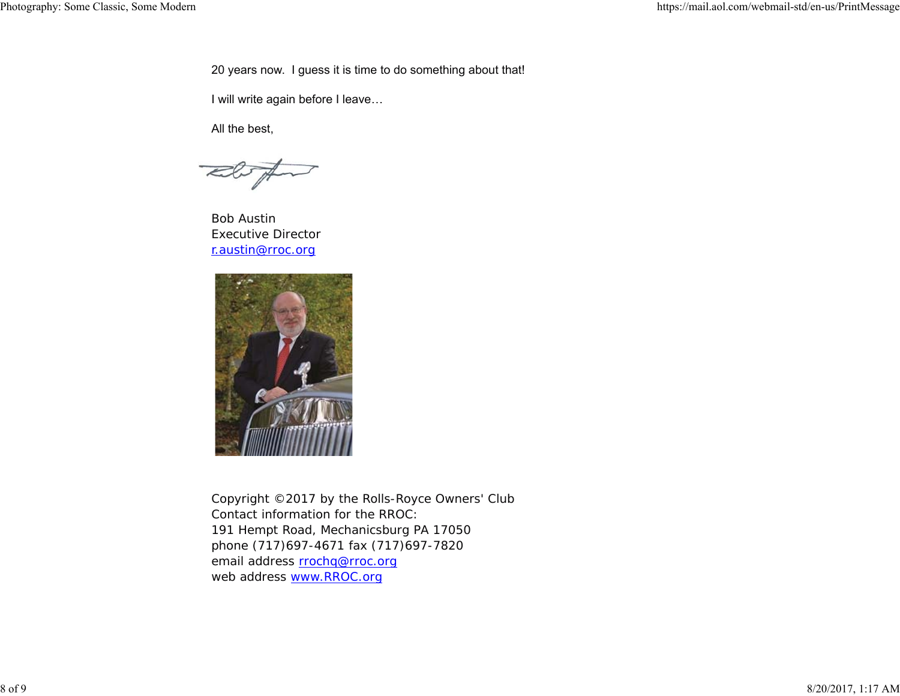20 years now.  I guess it is time to do something about that!

I will write again before I leave…

All the best,

Bob Austin
Executive Director
r.austin@rroc.org

Copyright ©2017 by the Rolls-Royce Owners' Club
Contact information for the RROC:
191 Hempt Road, Mechanicsburg PA 17050
phone (717)697-4671 fax (717)697-7820
email address rrochq@rroc.org
web address www.RROC.org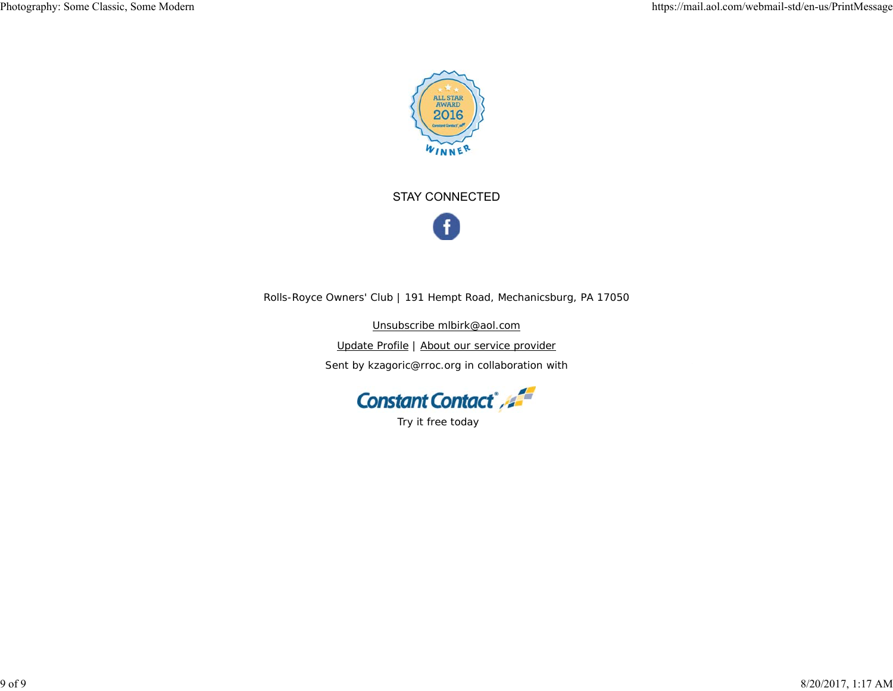STAY CONNECTED

Rolls-Royce Owners' Club | 191 Hempt Road, Mechanicsburg, PA 17050

Unsubscribe mlbirk@aol.com

Update Profile | About our service provider

Sent by kzagoric@rroc.org in collaboration with

Try it free today